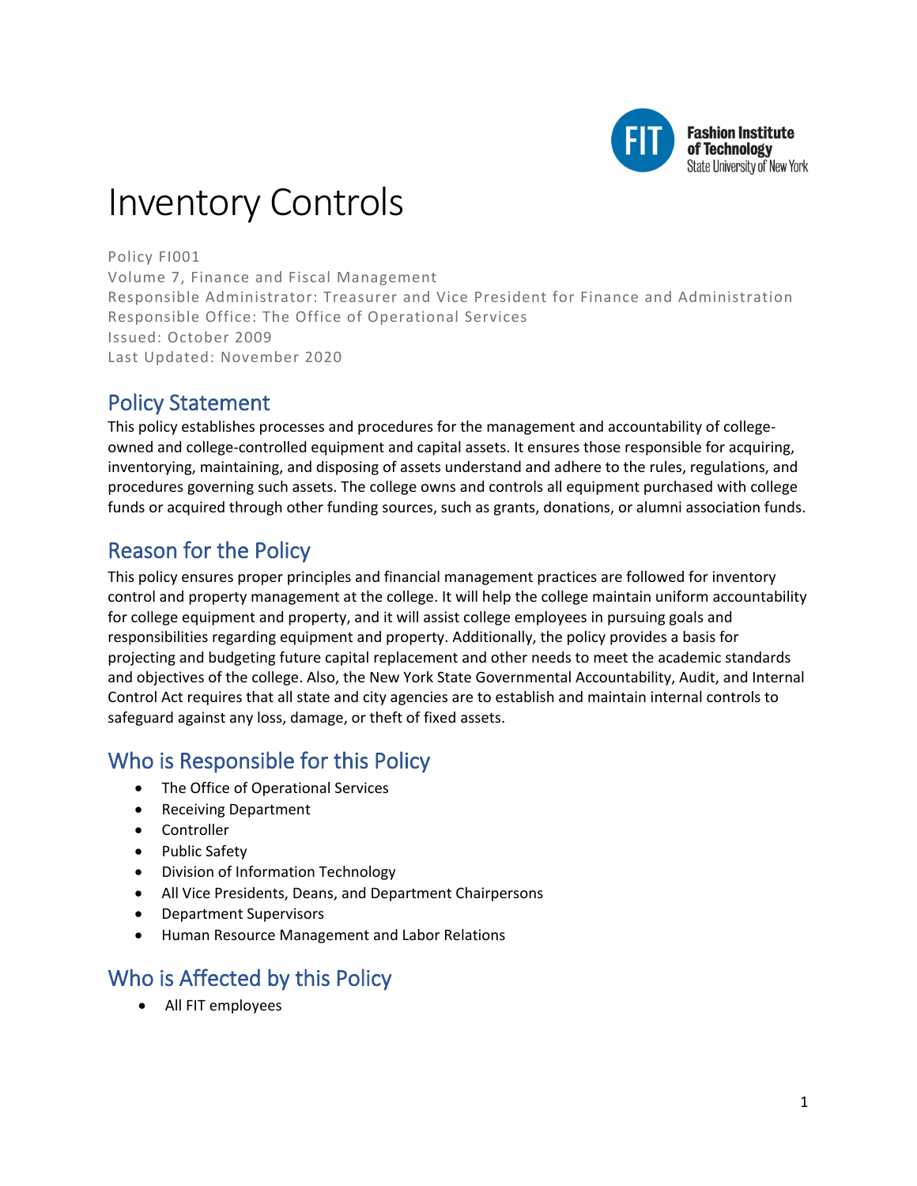# Inventory Controls

Policy FI001
Volume 7, Finance and Fiscal Management
Responsible Administrator: Treasurer and Vice President for Finance and Administration
Responsible Office: The Office of Operational Services
Issued: October 2009
Last Updated: November 2020

## Policy Statement

This policy establishes processes and procedures for the management and accountability of college-owned and college-controlled equipment and capital assets. It ensures those responsible for acquiring, inventorying, maintaining, and disposing of assets understand and adhere to the rules, regulations, and procedures governing such assets. The college owns and controls all equipment purchased with college funds or acquired through other funding sources, such as grants, donations, or alumni association funds.

## Reason for the Policy

This policy ensures proper principles and financial management practices are followed for inventory control and property management at the college. It will help the college maintain uniform accountability for college equipment and property, and it will assist college employees in pursuing goals and responsibilities regarding equipment and property. Additionally, the policy provides a basis for projecting and budgeting future capital replacement and other needs to meet the academic standards and objectives of the college. Also, the New York State Governmental Accountability, Audit, and Internal Control Act requires that all state and city agencies are to establish and maintain internal controls to safeguard against any loss, damage, or theft of fixed assets.

## Who is Responsible for this Policy

- The Office of Operational Services
- Receiving Department
- Controller
- Public Safety
- Division of Information Technology
- All Vice Presidents, Deans, and Department Chairpersons
- Department Supervisors
- Human Resource Management and Labor Relations

## Who is Affected by this Policy

- All FIT employees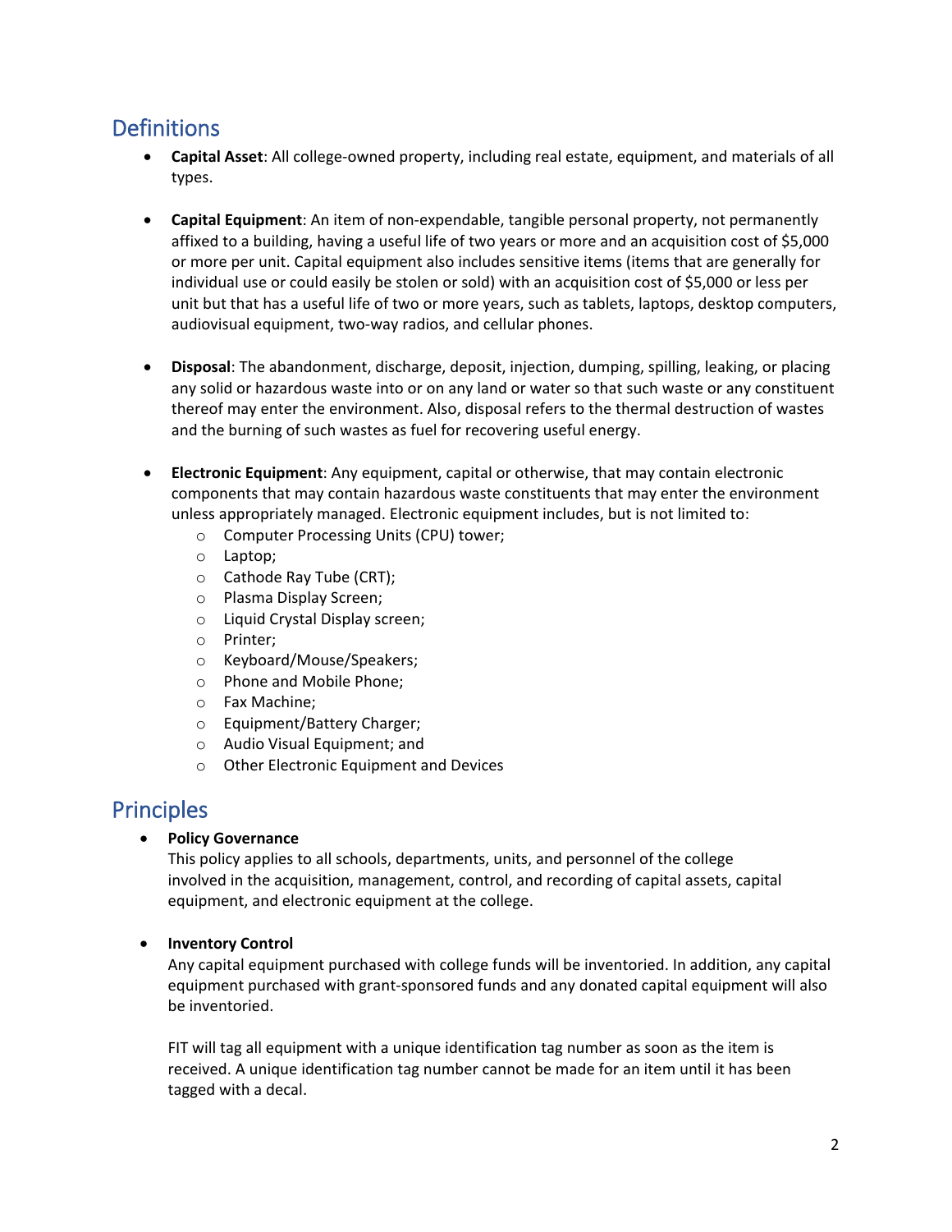## Definitions

- **Capital Asset**: All college-owned property, including real estate, equipment, and materials of all types.

- **Capital Equipment**: An item of non-expendable, tangible personal property, not permanently affixed to a building, having a useful life of two years or more and an acquisition cost of $5,000 or more per unit. Capital equipment also includes sensitive items (items that are generally for individual use or could easily be stolen or sold) with an acquisition cost of $5,000 or less per unit but that has a useful life of two or more years, such as tablets, laptops, desktop computers, audiovisual equipment, two-way radios, and cellular phones.

- **Disposal**: The abandonment, discharge, deposit, injection, dumping, spilling, leaking, or placing any solid or hazardous waste into or on any land or water so that such waste or any constituent thereof may enter the environment. Also, disposal refers to the thermal destruction of wastes and the burning of such wastes as fuel for recovering useful energy.

- **Electronic Equipment**: Any equipment, capital or otherwise, that may contain electronic components that may contain hazardous waste constituents that may enter the environment unless appropriately managed. Electronic equipment includes, but is not limited to:
  - Computer Processing Units (CPU) tower;
  - Laptop;
  - Cathode Ray Tube (CRT);
  - Plasma Display Screen;
  - Liquid Crystal Display screen;
  - Printer;
  - Keyboard/Mouse/Speakers;
  - Phone and Mobile Phone;
  - Fax Machine;
  - Equipment/Battery Charger;
  - Audio Visual Equipment; and
  - Other Electronic Equipment and Devices

## Principles

- **Policy Governance**

  This policy applies to all schools, departments, units, and personnel of the college involved in the acquisition, management, control, and recording of capital assets, capital equipment, and electronic equipment at the college.

- **Inventory Control**

  Any capital equipment purchased with college funds will be inventoried. In addition, any capital equipment purchased with grant-sponsored funds and any donated capital equipment will also be inventoried.

  FIT will tag all equipment with a unique identification tag number as soon as the item is received. A unique identification tag number cannot be made for an item until it has been tagged with a decal.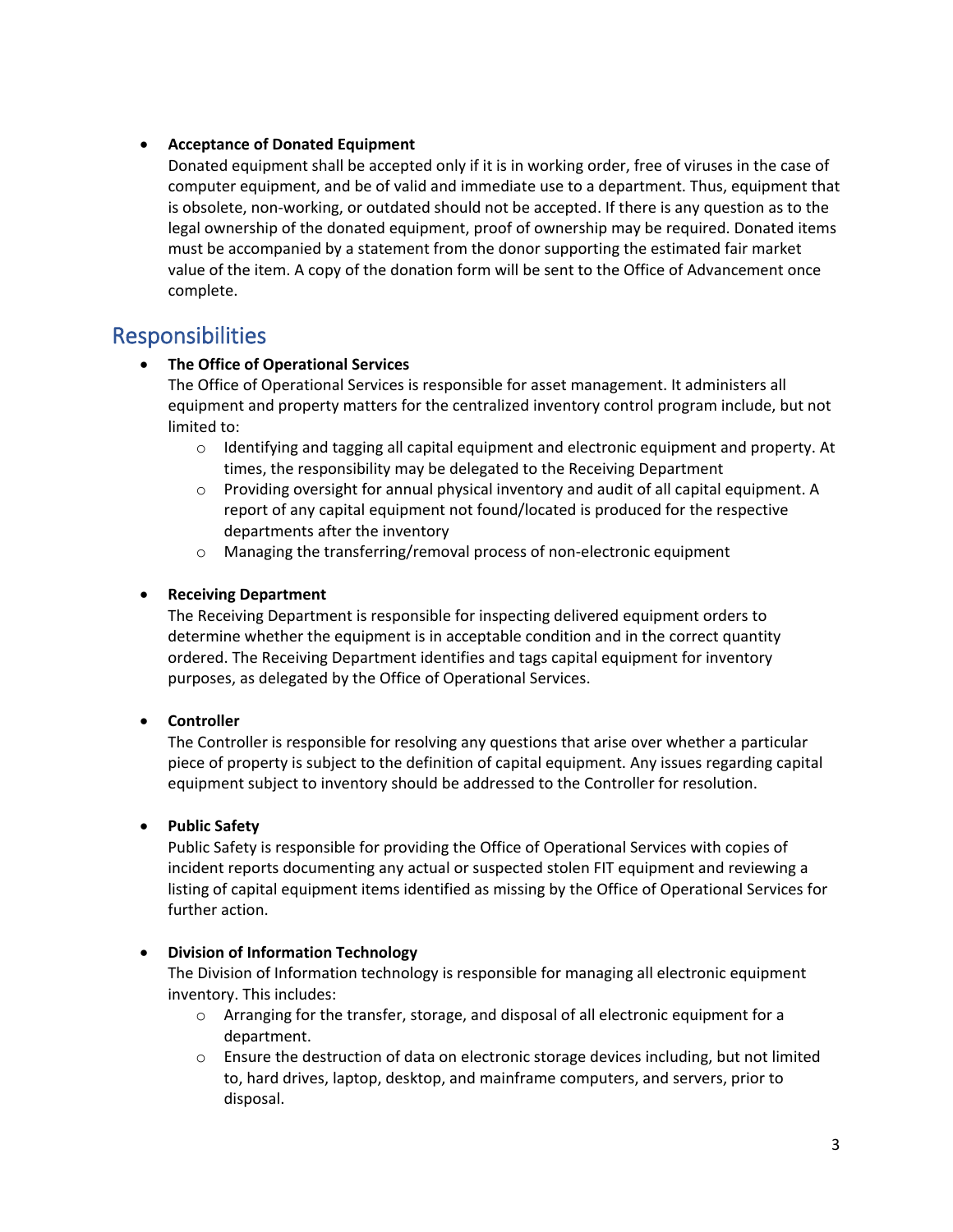- **Acceptance of Donated Equipment**
  Donated equipment shall be accepted only if it is in working order, free of viruses in the case of computer equipment, and be of valid and immediate use to a department. Thus, equipment that is obsolete, non-working, or outdated should not be accepted. If there is any question as to the legal ownership of the donated equipment, proof of ownership may be required. Donated items must be accompanied by a statement from the donor supporting the estimated fair market value of the item. A copy of the donation form will be sent to the Office of Advancement once complete.

## Responsibilities

- **The Office of Operational Services**
  The Office of Operational Services is responsible for asset management. It administers all equipment and property matters for the centralized inventory control program include, but not limited to:
  - Identifying and tagging all capital equipment and electronic equipment and property. At times, the responsibility may be delegated to the Receiving Department
  - Providing oversight for annual physical inventory and audit of all capital equipment. A report of any capital equipment not found/located is produced for the respective departments after the inventory
  - Managing the transferring/removal process of non-electronic equipment

- **Receiving Department**
  The Receiving Department is responsible for inspecting delivered equipment orders to determine whether the equipment is in acceptable condition and in the correct quantity ordered. The Receiving Department identifies and tags capital equipment for inventory purposes, as delegated by the Office of Operational Services.

- **Controller**
  The Controller is responsible for resolving any questions that arise over whether a particular piece of property is subject to the definition of capital equipment. Any issues regarding capital equipment subject to inventory should be addressed to the Controller for resolution.

- **Public Safety**
  Public Safety is responsible for providing the Office of Operational Services with copies of incident reports documenting any actual or suspected stolen FIT equipment and reviewing a listing of capital equipment items identified as missing by the Office of Operational Services for further action.

- **Division of Information Technology**
  The Division of Information technology is responsible for managing all electronic equipment inventory. This includes:
  - Arranging for the transfer, storage, and disposal of all electronic equipment for a department.
  - Ensure the destruction of data on electronic storage devices including, but not limited to, hard drives, laptop, desktop, and mainframe computers, and servers, prior to disposal.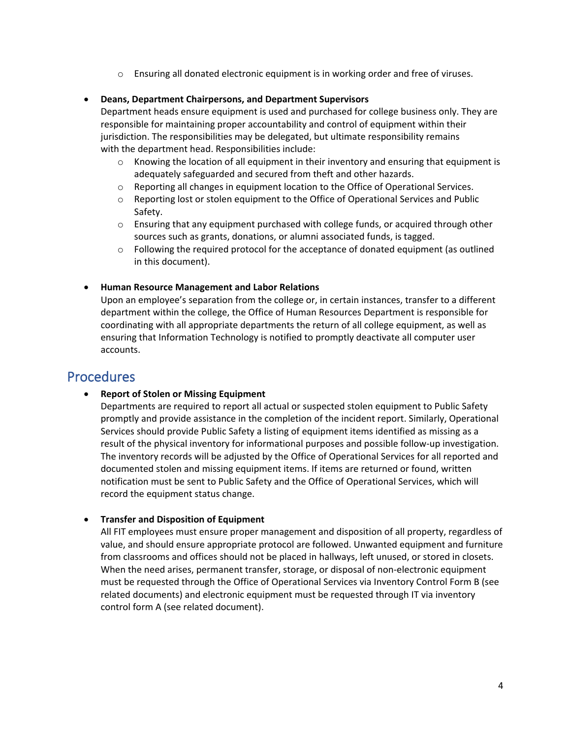- Ensuring all donated electronic equipment is in working order and free of viruses.

- **Deans, Department Chairpersons, and Department Supervisors**
  Department heads ensure equipment is used and purchased for college business only. They are responsible for maintaining proper accountability and control of equipment within their jurisdiction. The responsibilities may be delegated, but ultimate responsibility remains with the department head. Responsibilities include:
  - Knowing the location of all equipment in their inventory and ensuring that equipment is adequately safeguarded and secured from theft and other hazards.
  - Reporting all changes in equipment location to the Office of Operational Services.
  - Reporting lost or stolen equipment to the Office of Operational Services and Public Safety.
  - Ensuring that any equipment purchased with college funds, or acquired through other sources such as grants, donations, or alumni associated funds, is tagged.
  - Following the required protocol for the acceptance of donated equipment (as outlined in this document).

- **Human Resource Management and Labor Relations**
  Upon an employee's separation from the college or, in certain instances, transfer to a different department within the college, the Office of Human Resources Department is responsible for coordinating with all appropriate departments the return of all college equipment, as well as ensuring that Information Technology is notified to promptly deactivate all computer user accounts.

## Procedures

- **Report of Stolen or Missing Equipment**
  Departments are required to report all actual or suspected stolen equipment to Public Safety promptly and provide assistance in the completion of the incident report. Similarly, Operational Services should provide Public Safety a listing of equipment items identified as missing as a result of the physical inventory for informational purposes and possible follow-up investigation. The inventory records will be adjusted by the Office of Operational Services for all reported and documented stolen and missing equipment items. If items are returned or found, written notification must be sent to Public Safety and the Office of Operational Services, which will record the equipment status change.

- **Transfer and Disposition of Equipment**
  All FIT employees must ensure proper management and disposition of all property, regardless of value, and should ensure appropriate protocol are followed. Unwanted equipment and furniture from classrooms and offices should not be placed in hallways, left unused, or stored in closets. When the need arises, permanent transfer, storage, or disposal of non-electronic equipment must be requested through the Office of Operational Services via Inventory Control Form B (see related documents) and electronic equipment must be requested through IT via inventory control form A (see related document).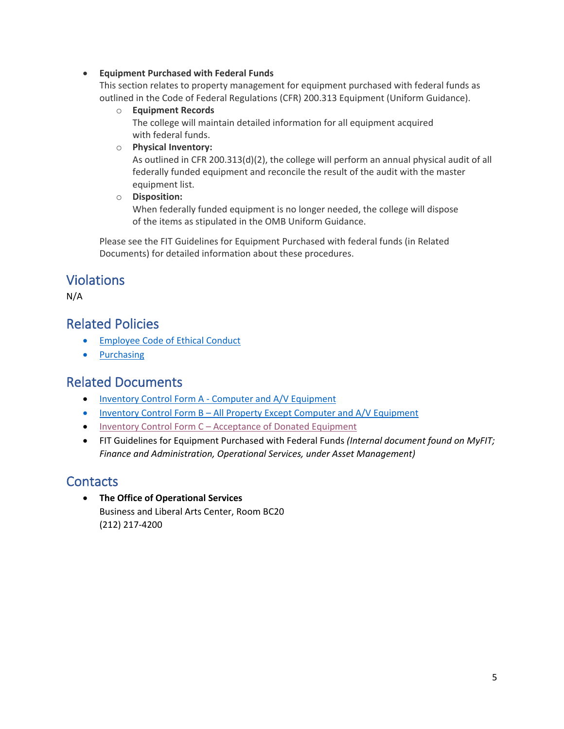- **Equipment Purchased with Federal Funds**
  This section relates to property management for equipment purchased with federal funds as outlined in the Code of Federal Regulations (CFR) 200.313 Equipment (Uniform Guidance).
  - **Equipment Records**
    The college will maintain detailed information for all equipment acquired with federal funds.
  - **Physical Inventory:**
    As outlined in CFR 200.313(d)(2), the college will perform an annual physical audit of all federally funded equipment and reconcile the result of the audit with the master equipment list.
  - **Disposition:**
    When federally funded equipment is no longer needed, the college will dispose of the items as stipulated in the OMB Uniform Guidance.

  Please see the FIT Guidelines for Equipment Purchased with federal funds (in Related Documents) for detailed information about these procedures.

## Violations

N/A

## Related Policies

- Employee Code of Ethical Conduct
- Purchasing

## Related Documents

- Inventory Control Form A - Computer and A/V Equipment
- Inventory Control Form B – All Property Except Computer and A/V Equipment
- Inventory Control Form C – Acceptance of Donated Equipment
- FIT Guidelines for Equipment Purchased with Federal Funds *(Internal document found on MyFIT; Finance and Administration, Operational Services, under Asset Management)*

## Contacts

- **The Office of Operational Services**
  Business and Liberal Arts Center, Room BC20
  (212) 217-4200